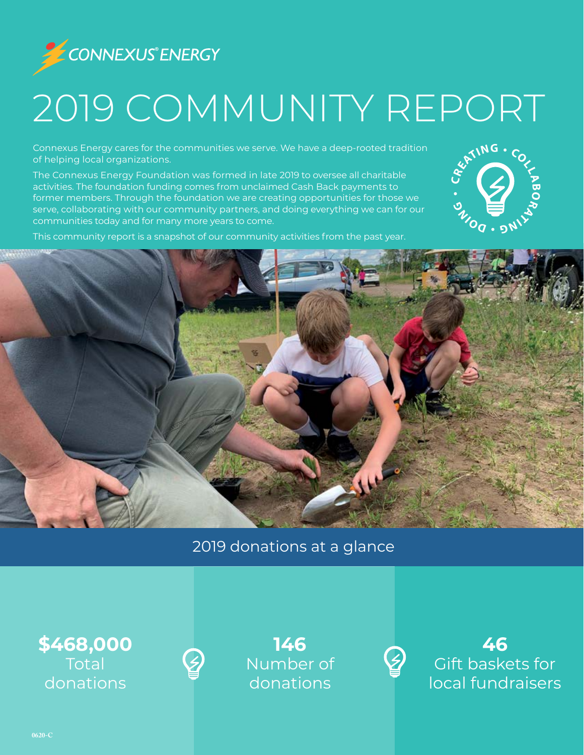CONNEXUS® ENERGY

# 2019 COMMUNITY REPORT

Connexus Energy cares for the communities we serve. We have a deep-rooted tradition of helping local organizations.

The Connexus Energy Foundation was formed in late 2019 to oversee all charitable activities. The foundation funding comes from unclaimed Cash Back payments to former members. Through the foundation we are creating opportunities for those we serve, collaborating with our community partners, and doing everything we can for our communities today and for many more years to come.

This community report is a snapshot of our community activities from the past year.

CREATING • COLLABORATING • DOING

## 2019 donations at a glance

**$468,000**
Total donations

**146**
Number of donations

**46**
Gift baskets for local fundraisers

0620-C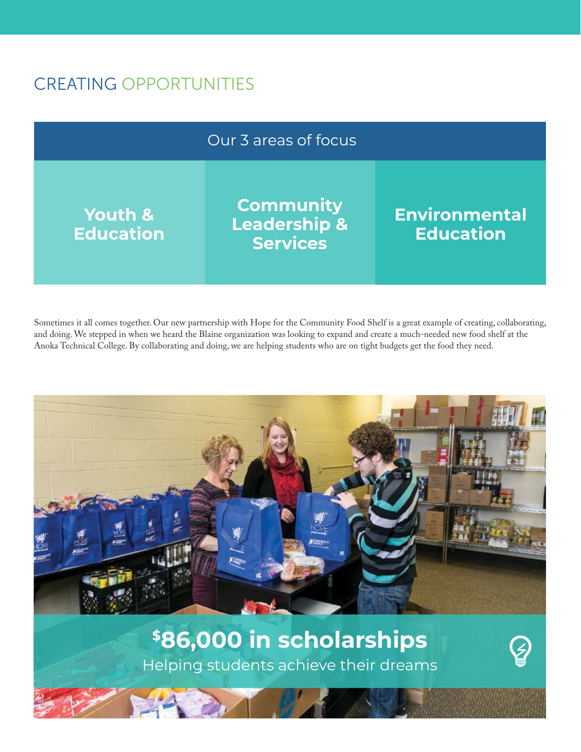# CREATING OPPORTUNITIES

## Our 3 areas of focus

| Youth & Education | Community Leadership & Services | Environmental Education |
|---|---|---|

Sometimes it all comes together. Our new partnership with Hope for the Community Food Shelf is a great example of creating, collaborating, and doing. We stepped in when we heard the Blaine organization was looking to expand and create a much-needed new food shelf at the Anoka Technical College. By collaborating and doing, we are helping students who are on tight budgets get the food they need.

**$86,000 in scholarships**

Helping students achieve their dreams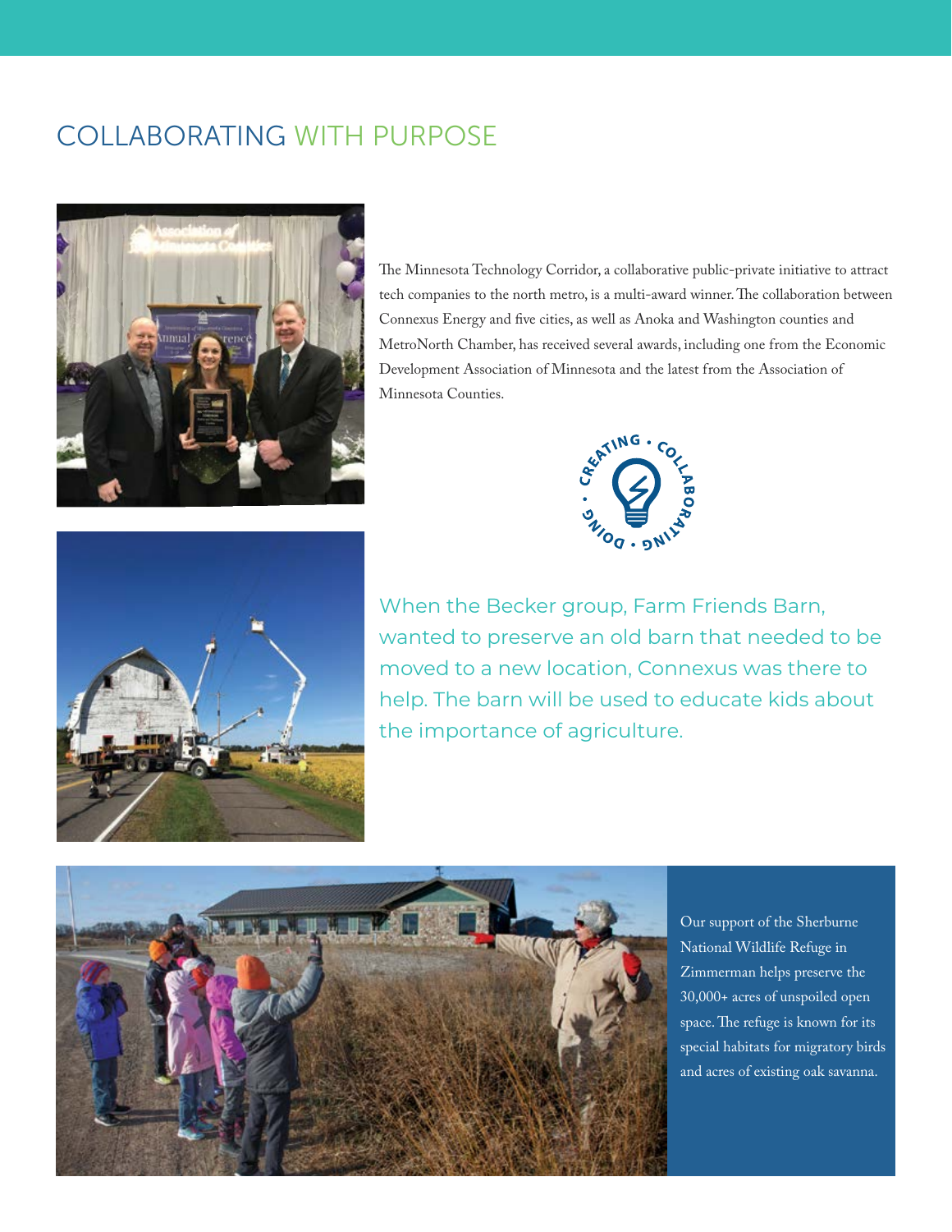# COLLABORATING WITH PURPOSE

The Minnesota Technology Corridor, a collaborative public-private initiative to attract tech companies to the north metro, is a multi-award winner. The collaboration between Connexus Energy and five cities, as well as Anoka and Washington counties and MetroNorth Chamber, has received several awards, including one from the Economic Development Association of Minnesota and the latest from the Association of Minnesota Counties.

When the Becker group, Farm Friends Barn, wanted to preserve an old barn that needed to be moved to a new location, Connexus was there to help. The barn will be used to educate kids about the importance of agriculture.

Our support of the Sherburne National Wildlife Refuge in Zimmerman helps preserve the 30,000+ acres of unspoiled open space. The refuge is known for its special habitats for migratory birds and acres of existing oak savanna.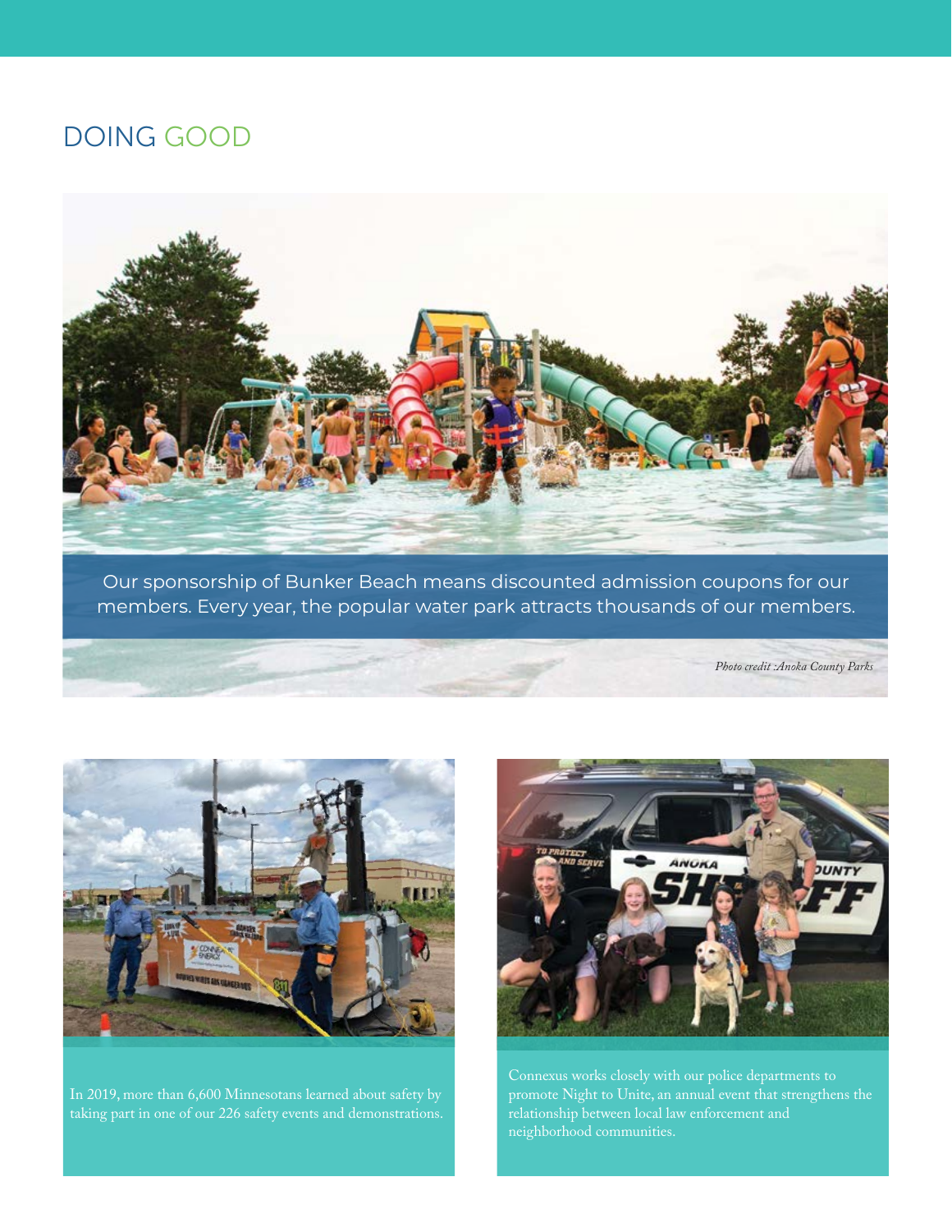# DOING GOOD

Our sponsorship of Bunker Beach means discounted admission coupons for our members. Every year, the popular water park attracts thousands of our members.

*Photo credit :Anoka County Parks*

In 2019, more than 6,600 Minnesotans learned about safety by taking part in one of our 226 safety events and demonstrations.

Connexus works closely with our police departments to promote Night to Unite, an annual event that strengthens the relationship between local law enforcement and neighborhood communities.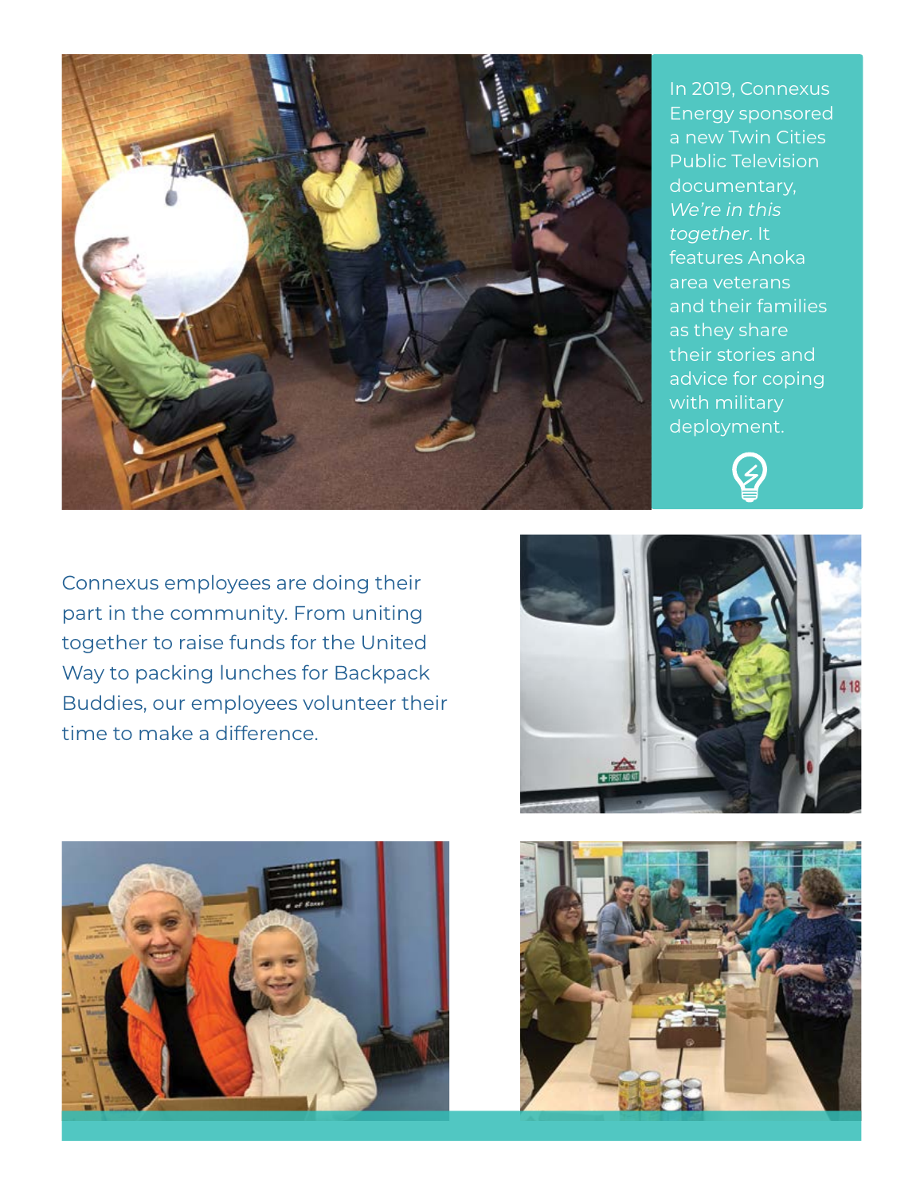In 2019, Connexus Energy sponsored a new Twin Cities Public Television documentary, *We're in this together*. It features Anoka area veterans and their families as they share their stories and advice for coping with military deployment.

Connexus employees are doing their part in the community. From uniting together to raise funds for the United Way to packing lunches for Backpack Buddies, our employees volunteer their time to make a difference.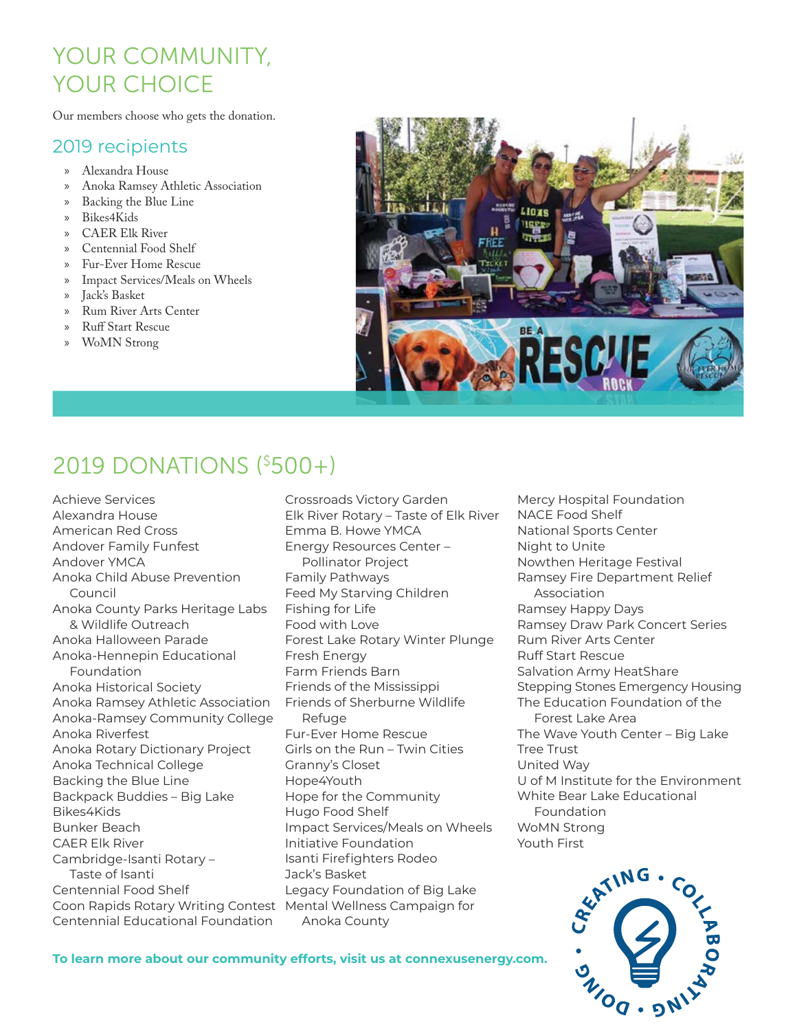# YOUR COMMUNITY, YOUR CHOICE

Our members choose who gets the donation.

## 2019 recipients

- Alexandra House
- Anoka Ramsey Athletic Association
- Backing the Blue Line
- Bikes4Kids
- CAER Elk River
- Centennial Food Shelf
- Fur-Ever Home Rescue
- Impact Services/Meals on Wheels
- Jack's Basket
- Rum River Arts Center
- Ruff Start Rescue
- WoMN Strong

# 2019 DONATIONS ($500+)

Achieve Services
Alexandra House
American Red Cross
Andover Family Funfest
Andover YMCA
Anoka Child Abuse Prevention Council
Anoka County Parks Heritage Labs & Wildlife Outreach
Anoka Halloween Parade
Anoka-Hennepin Educational Foundation
Anoka Historical Society
Anoka Ramsey Athletic Association
Anoka-Ramsey Community College
Anoka Riverfest
Anoka Rotary Dictionary Project
Anoka Technical College
Backing the Blue Line
Backpack Buddies – Big Lake
Bikes4Kids
Bunker Beach
CAER Elk River
Cambridge-Isanti Rotary – Taste of Isanti
Centennial Food Shelf
Coon Rapids Rotary Writing Contest
Centennial Educational Foundation
Crossroads Victory Garden
Elk River Rotary – Taste of Elk River
Emma B. Howe YMCA
Energy Resources Center – Pollinator Project
Family Pathways
Feed My Starving Children
Fishing for Life
Food with Love
Forest Lake Rotary Winter Plunge
Fresh Energy
Farm Friends Barn
Friends of the Mississippi
Friends of Sherburne Wildlife Refuge
Fur-Ever Home Rescue
Girls on the Run – Twin Cities
Granny's Closet
Hope4Youth
Hope for the Community
Hugo Food Shelf
Impact Services/Meals on Wheels
Initiative Foundation
Isanti Firefighters Rodeo
Jack's Basket
Legacy Foundation of Big Lake
Mental Wellness Campaign for Anoka County
Mercy Hospital Foundation
NACE Food Shelf
National Sports Center
Night to Unite
Nowthen Heritage Festival
Ramsey Fire Department Relief Association
Ramsey Happy Days
Ramsey Draw Park Concert Series
Rum River Arts Center
Ruff Start Rescue
Salvation Army HeatShare
Stepping Stones Emergency Housing
The Education Foundation of the Forest Lake Area
The Wave Youth Center – Big Lake
Tree Trust
United Way
U of M Institute for the Environment
White Bear Lake Educational Foundation
WoMN Strong
Youth First

**To learn more about our community efforts, visit us at connexusenergy.com.**

CREATING • COLLABORATING • DOING